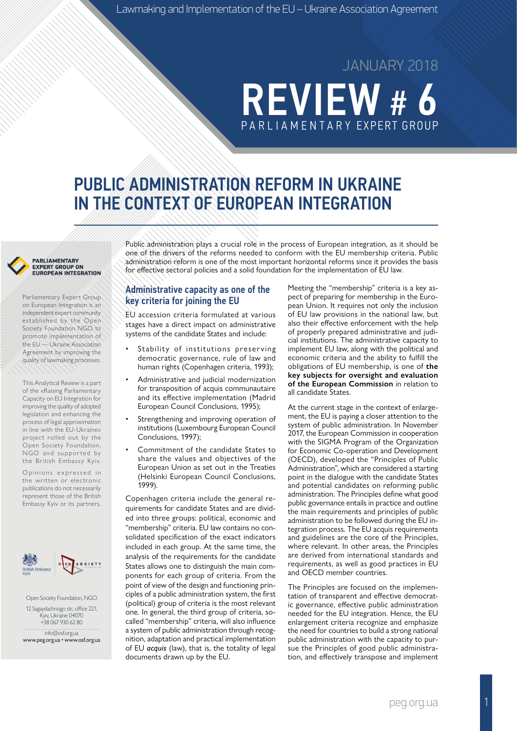JANUARY 2018

# REVIEW # 6

PARLIAMENTARY EXPERT GROUP

# PUBLIC ADMINISTRATION REFORM IN UKRAINE IN THE CONTEXT OF EUROPEAN INTEGRATION

**PARLIAMENTARY EXPERT GROUP ON EUROPEAN INTEGRATION**

Parliamentary Expert Group on European Integration is an independent expert community established by the Open Society Foundation NGO to promote implementation of the EU — Ukraine Association Agreement by improving the quality of lawmaking processes.

This Analytical Review is a part of the «Raising Parliamentary Capacity on EU Integration for improving the quality of adopted legislation and enhancing the process of legal approximation in line with the EU-Ukraine» project rolled out by the Open Society Foundation, NGO and supported by the British Embassy Kyiv.

Opinions expressed in the written or electronic publications do not necessarily represent those of the British Embassy Kyiv or its partners.

Open Society Foundation, NGO
12 Sagaydachnogo str., office 221, Kyiv, Ukraine 04070
+38 067 930 62 80
info@osf.org.ua
www.peg.org.ua • www.osf.org.ua

Public administration plays a crucial role in the process of European integration, as it should be one of the drivers of the reforms needed to conform with the EU membership criteria. Public administration reform is one of the most important horizontal reforms since it provides the basis for effective sectoral policies and a solid foundation for the implementation of EU law.

## Administrative capacity as one of the key criteria for joining the EU

EU accession criteria formulated at various stages have a direct impact on administrative systems of the candidate States and include:

- Stability of institutions preserving democratic governance, rule of law and human rights (Copenhagen criteria, 1993);
- Administrative and judicial modernization for transposition of acquis communautaire and its effective implementation (Madrid European Council Conclusions, 1995);
- Strengthening and improving operation of institutions (Luxembourg European Council Conclusions, 1997);
- Commitment of the candidate States to share the values and objectives of the European Union as set out in the Treaties (Helsinki European Council Conclusions, 1999).

Copenhagen criteria include the general requirements for candidate States and are divided into three groups: political, economic and "membership" criteria. EU law contains no consolidated specification of the exact indicators included in each group. At the same time, the analysis of the requirements for the candidate States allows one to distinguish the main components for each group of criteria. From the point of view of the design and functioning principles of a public administration system, the first (political) group of criteria is the most relevant one. In general, the third group of criteria, so-called "membership" criteria, will also influence a system of public administration through recognition, adaptation and practical implementation of EU *acquis* (law), that is, the totality of legal documents drawn up by the EU.

Meeting the "membership" criteria is a key aspect of preparing for membership in the European Union. It requires not only the inclusion of EU law provisions in the national law, but also their effective enforcement with the help of properly prepared administrative and judicial institutions. The administrative capacity to implement EU law, along with the political and economic criteria and the ability to fulfill the obligations of EU membership, is one of **the key subjects for oversight and evaluation of the European Commission** in relation to all candidate States.

At the current stage in the context of enlargement, the EU is paying a closer attention to the system of public administration. In November 2017, the European Commission in cooperation with the SIGMA Program of the Organization for Economic Co-operation and Development (OECD), developed the "Principles of Public Administration", which are considered a starting point in the dialogue with the candidate States and potential candidates on reforming public administration. The Principles define what good public governance entails in practice and outline the main requirements and principles of public administration to be followed during the EU integration process. The EU acquis requirements and guidelines are the core of the Principles, where relevant. In other areas, the Principles are derived from international standards and requirements, as well as good practices in EU and OECD member countries.

The Principles are focused on the implementation of transparent and effective democratic governance, effective public administration needed for the EU integration. Hence, the EU enlargement criteria recognize and emphasize the need for countries to build a strong national public administration with the capacity to pursue the Principles of good public administration, and effectively transpose and implement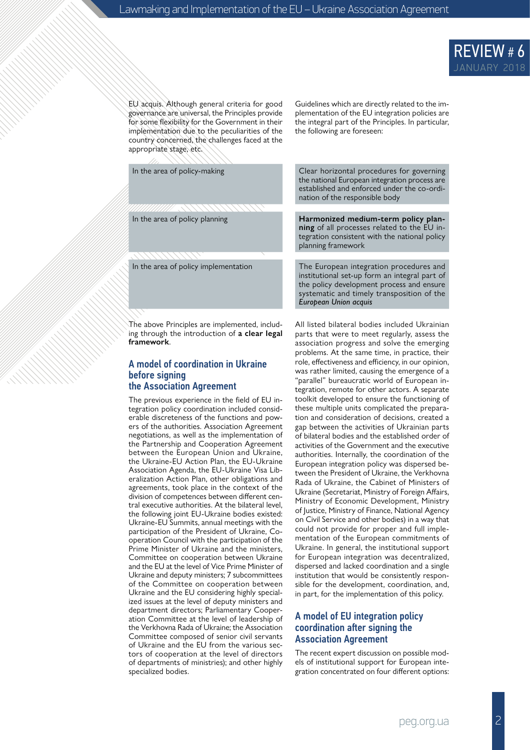EU acquis. Although general criteria for good governance are universal, the Principles provide for some flexibility for the Government in their implementation due to the peculiarities of the country concerned, the challenges faced at the appropriate stage, etc.

Guidelines which are directly related to the implementation of the EU integration policies are the integral part of the Principles. In particular, the following are foreseen:

| | |
|---|---|
| In the area of policy-making | Clear horizontal procedures for governing the national European integration process are established and enforced under the co-ordination of the responsible body |
| In the area of policy planning | **Harmonized medium-term policy planning** of all processes related to the EU integration consistent with the national policy planning framework |
| In the area of policy implementation | The European integration procedures and institutional set-up form an integral part of the policy development process and ensure systematic and timely transposition of the *European Union acquis* |

The above Principles are implemented, including through the introduction of **a clear legal framework**.

## A model of coordination in Ukraine before signing the Association Agreement

The previous experience in the field of EU integration policy coordination included considerable discreteness of the functions and powers of the authorities. Association Agreement negotiations, as well as the implementation of the Partnership and Cooperation Agreement between the European Union and Ukraine, the Ukraine-EU Action Plan, the EU-Ukraine Association Agenda, the EU-Ukraine Visa Liberalization Action Plan, other obligations and agreements, took place in the context of the division of competences between different central executive authorities. At the bilateral level, the following joint EU-Ukraine bodies existed: Ukraine-EU Summits, annual meetings with the participation of the President of Ukraine, Cooperation Council with the participation of the Prime Minister of Ukraine and the ministers, Committee on cooperation between Ukraine and the EU at the level of Vice Prime Minister of Ukraine and deputy ministers; 7 subcommittees of the Committee on cooperation between Ukraine and the EU considering highly specialized issues at the level of deputy ministers and department directors; Parliamentary Cooperation Committee at the level of leadership of the Verkhovna Rada of Ukraine; the Association Committee composed of senior civil servants of Ukraine and the EU from the various sectors of cooperation at the level of directors of departments of ministries); and other highly specialized bodies.

All listed bilateral bodies included Ukrainian parts that were to meet regularly, assess the association progress and solve the emerging problems. At the same time, in practice, their role, effectiveness and efficiency, in our opinion, was rather limited, causing the emergence of a "parallel" bureaucratic world of European integration, remote for other actors. A separate toolkit developed to ensure the functioning of these multiple units complicated the preparation and consideration of decisions, created a gap between the activities of Ukrainian parts of bilateral bodies and the established order of activities of the Government and the executive authorities. Internally, the coordination of the European integration policy was dispersed between the President of Ukraine, the Verkhovna Rada of Ukraine, the Cabinet of Ministers of Ukraine (Secretariat, Ministry of Foreign Affairs, Ministry of Economic Development, Ministry of Justice, Ministry of Finance, National Agency on Civil Service and other bodies) in a way that could not provide for proper and full implementation of the European commitments of Ukraine. In general, the institutional support for European integration was decentralized, dispersed and lacked coordination and a single institution that would be consistently responsible for the development, coordination, and, in part, for the implementation of this policy.

## A model of EU integration policy coordination after signing the Association Agreement

The recent expert discussion on possible models of institutional support for European integration concentrated on four different options: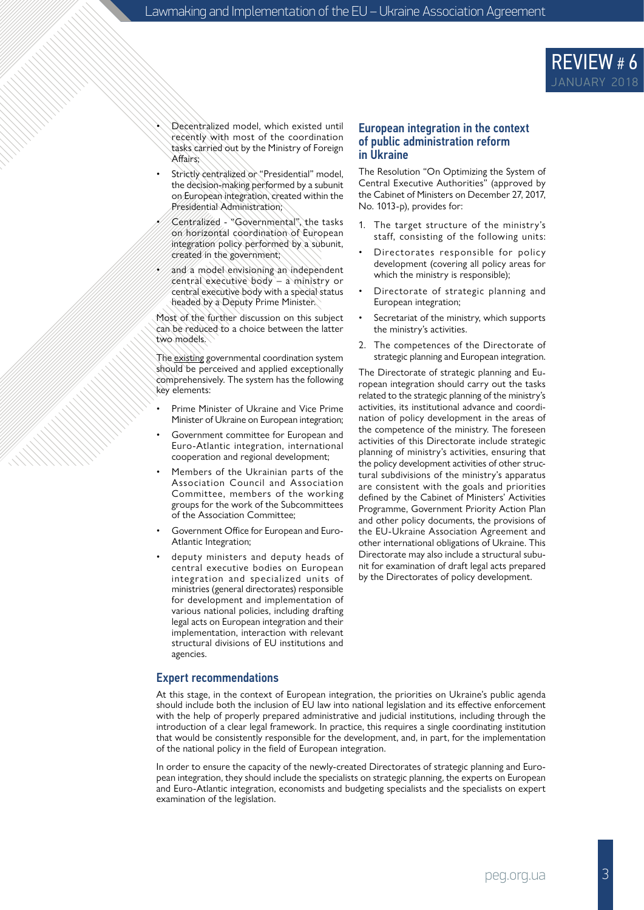- Decentralized model, which existed until recently with most of the coordination tasks carried out by the Ministry of Foreign Affairs;
- Strictly centralized or "Presidential" model, the decision-making performed by a subunit on European integration, created within the Presidential Administration;
- Centralized - "Governmental", the tasks on horizontal coordination of European integration policy performed by a subunit, created in the government;
- and a model envisioning an independent central executive body – a ministry or central executive body with a special status headed by a Deputy Prime Minister.

Most of the further discussion on this subject can be reduced to a choice between the latter two models.

The existing governmental coordination system should be perceived and applied exceptionally comprehensively. The system has the following key elements:

- Prime Minister of Ukraine and Vice Prime Minister of Ukraine on European integration;
- Government committee for European and Euro-Atlantic integration, international cooperation and regional development;
- Members of the Ukrainian parts of the Association Council and Association Committee, members of the working groups for the work of the Subcommittees of the Association Committee;
- Government Office for European and Euro-Atlantic Integration;
- deputy ministers and deputy heads of central executive bodies on European integration and specialized units of ministries (general directorates) responsible for development and implementation of various national policies, including drafting legal acts on European integration and their implementation, interaction with relevant structural divisions of EU institutions and agencies.

## European integration in the context of public administration reform in Ukraine

The Resolution "On Optimizing the System of Central Executive Authorities" (approved by the Cabinet of Ministers on December 27, 2017, No. 1013-р), provides for:

1. The target structure of the ministry's staff, consisting of the following units:

- Directorates responsible for policy development (covering all policy areas for which the ministry is responsible);
- Directorate of strategic planning and European integration;
- Secretariat of the ministry, which supports the ministry's activities.

2. The competences of the Directorate of strategic planning and European integration.

The Directorate of strategic planning and European integration should carry out the tasks related to the strategic planning of the ministry's activities, its institutional advance and coordination of policy development in the areas of the competence of the ministry. The foreseen activities of this Directorate include strategic planning of ministry's activities, ensuring that the policy development activities of other structural subdivisions of the ministry's apparatus are consistent with the goals and priorities defined by the Cabinet of Ministers' Activities Programme, Government Priority Action Plan and other policy documents, the provisions of the EU-Ukraine Association Agreement and other international obligations of Ukraine. This Directorate may also include a structural subunit for examination of draft legal acts prepared by the Directorates of policy development.

## Expert recommendations

At this stage, in the context of European integration, the priorities on Ukraine's public agenda should include both the inclusion of EU law into national legislation and its effective enforcement with the help of properly prepared administrative and judicial institutions, including through the introduction of a clear legal framework. In practice, this requires a single coordinating institution that would be consistently responsible for the development, and, in part, for the implementation of the national policy in the field of European integration.

In order to ensure the capacity of the newly-created Directorates of strategic planning and European integration, they should include the specialists on strategic planning, the experts on European and Euro-Atlantic integration, economists and budgeting specialists and the specialists on expert examination of the legislation.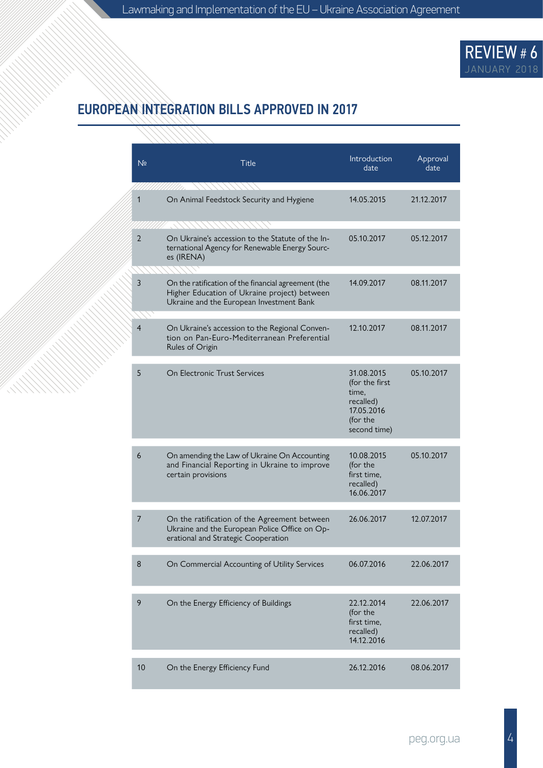## EUROPEAN INTEGRATION BILLS APPROVED IN 2017

| № | Title | Introduction date | Approval date |
|---|---|---|---|
| 1 | On Animal Feedstock Security and Hygiene | 14.05.2015 | 21.12.2017 |
| 2 | On Ukraine's accession to the Statute of the International Agency for Renewable Energy Sources (IRENA) | 05.10.2017 | 05.12.2017 |
| 3 | On the ratification of the financial agreement (the Higher Education of Ukraine project) between Ukraine and the European Investment Bank | 14.09.2017 | 08.11.2017 |
| 4 | On Ukraine's accession to the Regional Convention on Pan-Euro-Mediterranean Preferential Rules of Origin | 12.10.2017 | 08.11.2017 |
| 5 | On Electronic Trust Services | 31.08.2015 (for the first time, recalled) 17.05.2016 (for the second time) | 05.10.2017 |
| 6 | On amending the Law of Ukraine On Accounting and Financial Reporting in Ukraine to improve certain provisions | 10.08.2015 (for the first time, recalled) 16.06.2017 | 05.10.2017 |
| 7 | On the ratification of the Agreement between Ukraine and the European Police Office on Operational and Strategic Cooperation | 26.06.2017 | 12.07.2017 |
| 8 | On Commercial Accounting of Utility Services | 06.07.2016 | 22.06.2017 |
| 9 | On the Energy Efficiency of Buildings | 22.12.2014 (for the first time, recalled) 14.12.2016 | 22.06.2017 |
| 10 | On the Energy Efficiency Fund | 26.12.2016 | 08.06.2017 |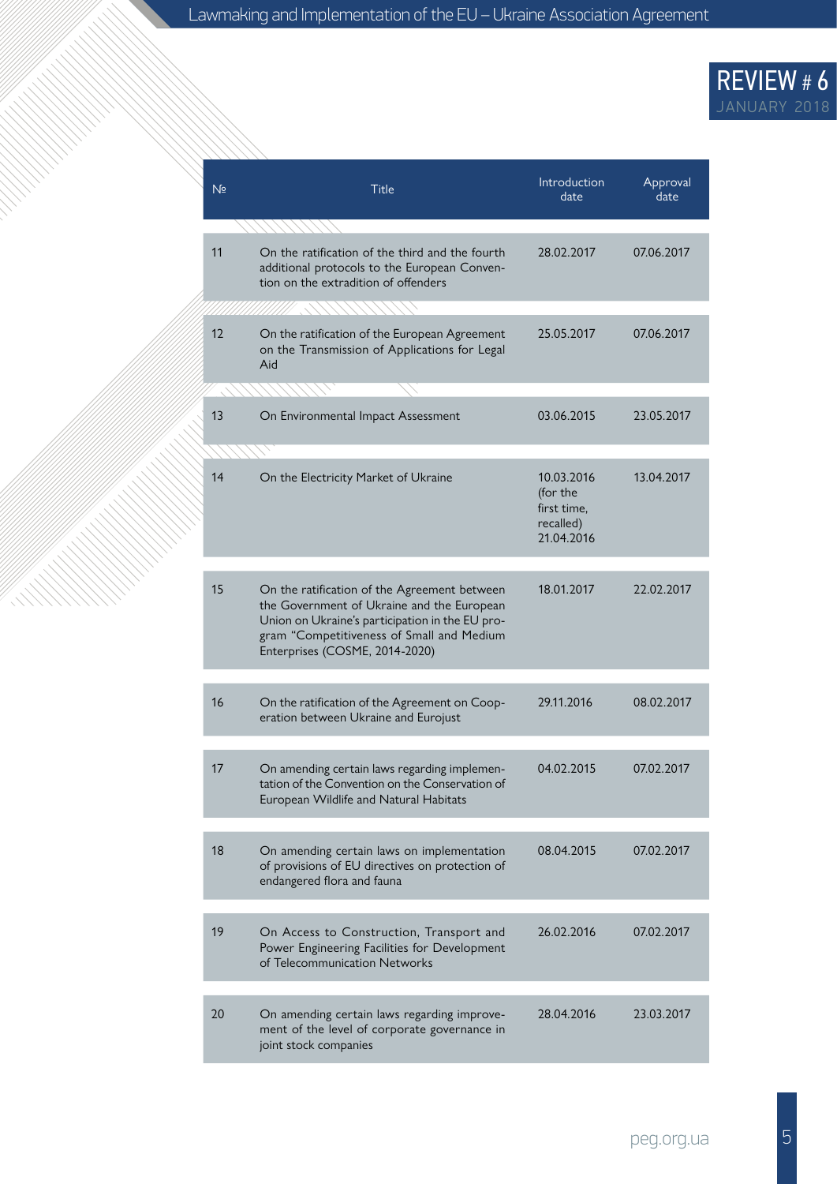| № | Title | Introduction date | Approval date |
|---|---|---|---|
| 11 | On the ratification of the third and the fourth additional protocols to the European Convention on the extradition of offenders | 28.02.2017 | 07.06.2017 |
| 12 | On the ratification of the European Agreement on the Transmission of Applications for Legal Aid | 25.05.2017 | 07.06.2017 |
| 13 | On Environmental Impact Assessment | 03.06.2015 | 23.05.2017 |
| 14 | On the Electricity Market of Ukraine | 10.03.2016 (for the first time, recalled) 21.04.2016 | 13.04.2017 |
| 15 | On the ratification of the Agreement between the Government of Ukraine and the European Union on Ukraine's participation in the EU program "Competitiveness of Small and Medium Enterprises (COSME, 2014-2020) | 18.01.2017 | 22.02.2017 |
| 16 | On the ratification of the Agreement on Cooperation between Ukraine and Eurojust | 29.11.2016 | 08.02.2017 |
| 17 | On amending certain laws regarding implementation of the Convention on the Conservation of European Wildlife and Natural Habitats | 04.02.2015 | 07.02.2017 |
| 18 | On amending certain laws on implementation of provisions of EU directives on protection of endangered flora and fauna | 08.04.2015 | 07.02.2017 |
| 19 | On Access to Construction, Transport and Power Engineering Facilities for Development of Telecommunication Networks | 26.02.2016 | 07.02.2017 |
| 20 | On amending certain laws regarding improvement of the level of corporate governance in joint stock companies | 28.04.2016 | 23.03.2017 |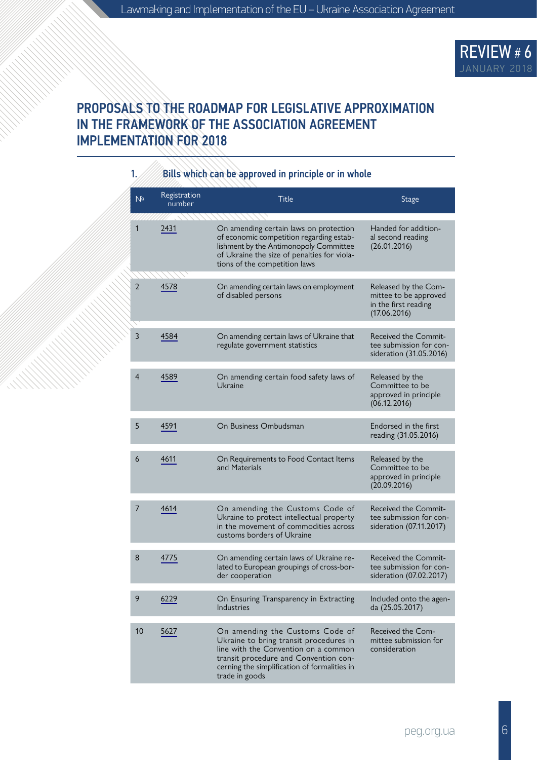# PROPOSALS TO THE ROADMAP FOR LEGISLATIVE APPROXIMATION IN THE FRAMEWORK OF THE ASSOCIATION AGREEMENT IMPLEMENTATION FOR 2018

## 1. Bills which can be approved in principle or in whole

| № | Registration number | Title | Stage |
|---|---|---|---|
| 1 | 2431 | On amending certain laws on protection of economic competition regarding establishment by the Antimonopoly Committee of Ukraine the size of penalties for violations of the competition laws | Handed for additional second reading (26.01.2016) |
| 2 | 4578 | On amending certain laws on employment of disabled persons | Released by the Committee to be approved in the first reading (17.06.2016) |
| 3 | 4584 | On amending certain laws of Ukraine that regulate government statistics | Received the Committee submission for consideration (31.05.2016) |
| 4 | 4589 | On amending certain food safety laws of Ukraine | Released by the Committee to be approved in principle (06.12.2016) |
| 5 | 4591 | On Business Ombudsman | Endorsed in the first reading (31.05.2016) |
| 6 | 4611 | On Requirements to Food Contact Items and Materials | Released by the Committee to be approved in principle (20.09.2016) |
| 7 | 4614 | On amending the Customs Code of Ukraine to protect intellectual property in the movement of commodities across customs borders of Ukraine | Received the Committee submission for consideration (07.11.2017) |
| 8 | 4775 | On amending certain laws of Ukraine related to European groupings of cross-border cooperation | Received the Committee submission for consideration (07.02.2017) |
| 9 | 6229 | On Ensuring Transparency in Extracting Industries | Included onto the agenda (25.05.2017) |
| 10 | 5627 | On amending the Customs Code of Ukraine to bring transit procedures in line with the Convention on a common transit procedure and Convention concerning the simplification of formalities in trade in goods | Received the Committee submission for consideration |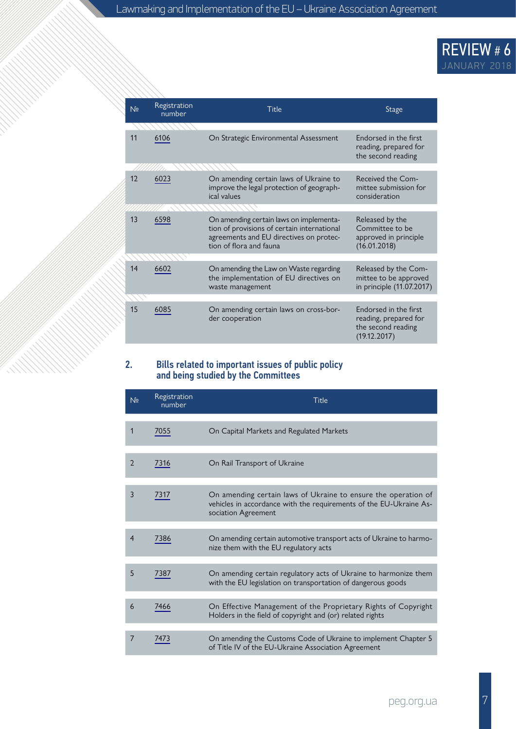| № | Registration number | Title | Stage |
|---|---|---|---|
| 11 | 6106 | On Strategic Environmental Assessment | Endorsed in the first reading, prepared for the second reading |
| 12 | 6023 | On amending certain laws of Ukraine to improve the legal protection of geographical values | Received the Committee submission for consideration |
| 13 | 6598 | On amending certain laws on implementation of provisions of certain international agreements and EU directives on protection of flora and fauna | Released by the Committee to be approved in principle (16.01.2018) |
| 14 | 6602 | On amending the Law on Waste regarding the implementation of EU directives on waste management | Released by the Committee to be approved in principle (11.07.2017) |
| 15 | 6085 | On amending certain laws on cross-border cooperation | Endorsed in the first reading, prepared for the second reading (19.12.2017) |

## 2. Bills related to important issues of public policy and being studied by the Committees

| № | Registration number | Title |
|---|---|---|
| 1 | 7055 | On Capital Markets and Regulated Markets |
| 2 | 7316 | On Rail Transport of Ukraine |
| 3 | 7317 | On amending certain laws of Ukraine to ensure the operation of vehicles in accordance with the requirements of the EU-Ukraine Association Agreement |
| 4 | 7386 | On amending certain automotive transport acts of Ukraine to harmonize them with the EU regulatory acts |
| 5 | 7387 | On amending certain regulatory acts of Ukraine to harmonize them with the EU legislation on transportation of dangerous goods |
| 6 | 7466 | On Effective Management of the Proprietary Rights of Copyright Holders in the field of copyright and (or) related rights |
| 7 | 7473 | On amending the Customs Code of Ukraine to implement Chapter 5 of Title IV of the EU-Ukraine Association Agreement |